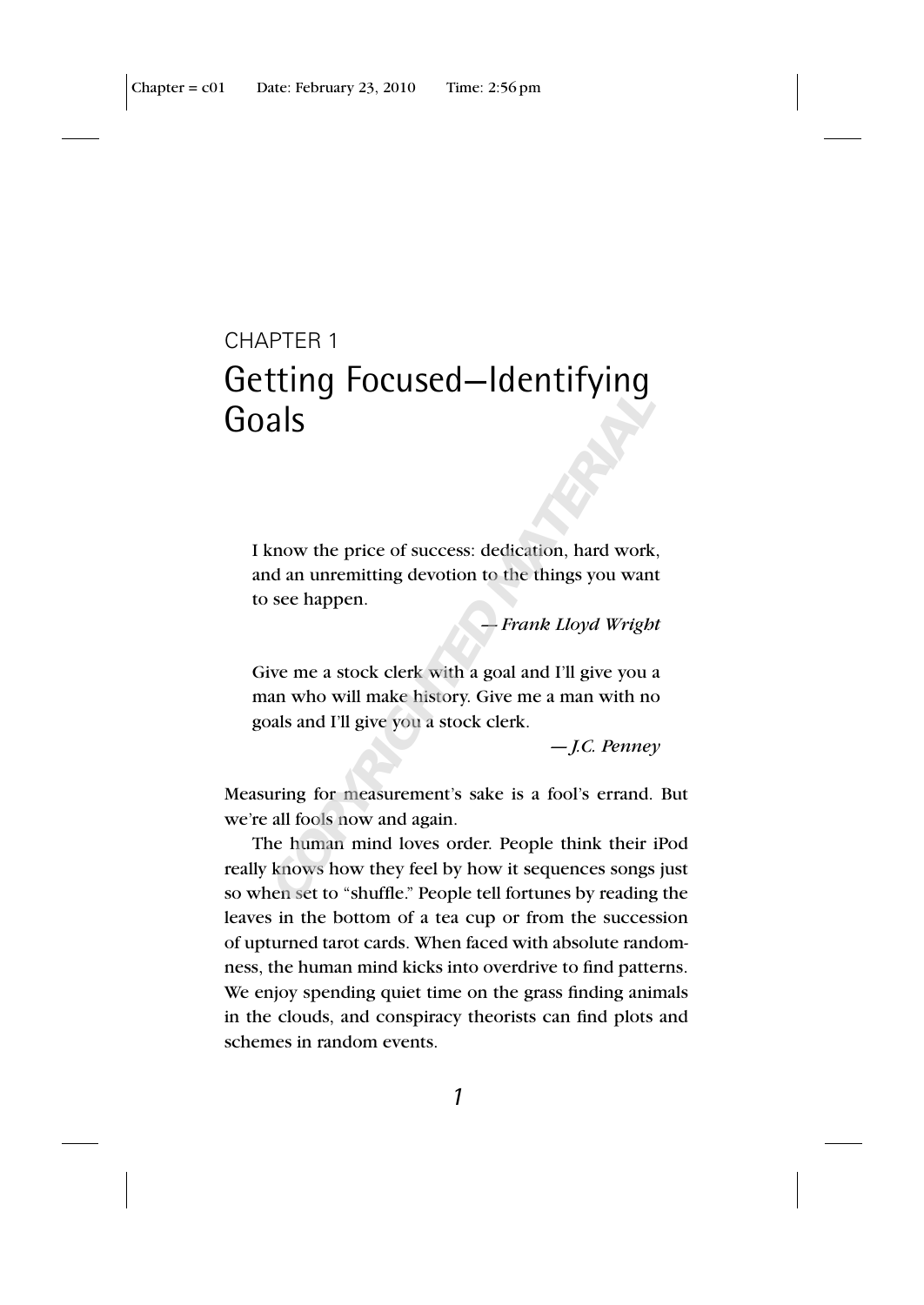# CHAPTER 1
# Getting Focused—Identifying Goals

> I know the price of success: dedication, hard work, and an unremitting devotion to the things you want to see happen.
>
> —*Frank Lloyd Wright*

> Give me a stock clerk with a goal and I'll give you a man who will make history. Give me a man with no goals and I'll give you a stock clerk.
>
> —*J.C. Penney*

Measuring for measurement's sake is a fool's errand. But we're all fools now and again.

The human mind loves order. People think their iPod really knows how they feel by how it sequences songs just so when set to "shuffle." People tell fortunes by reading the leaves in the bottom of a tea cup or from the succession of upturned tarot cards. When faced with absolute randomness, the human mind kicks into overdrive to find patterns. We enjoy spending quiet time on the grass finding animals in the clouds, and conspiracy theorists can find plots and schemes in random events.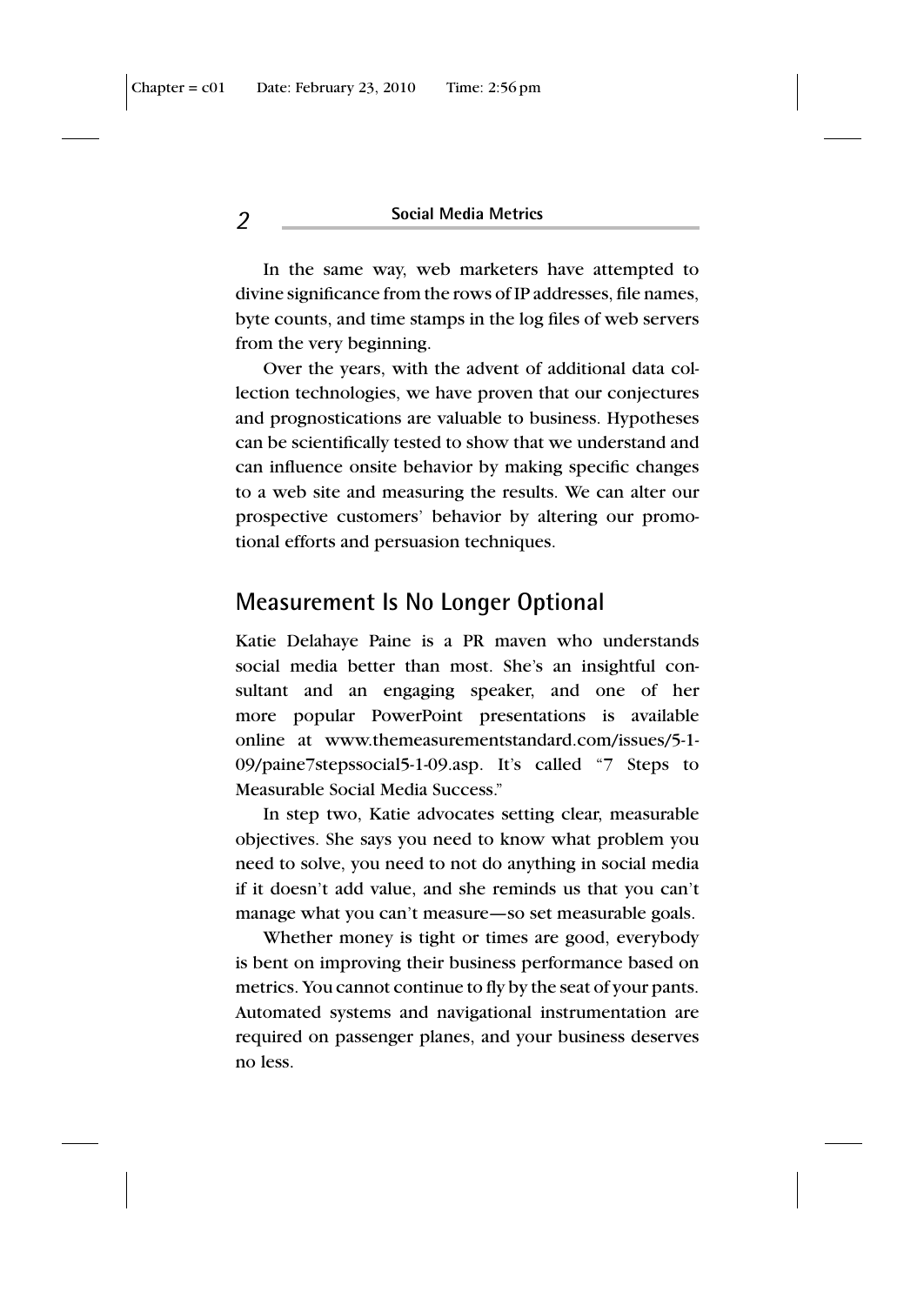In the same way, web marketers have attempted to divine significance from the rows of IP addresses, file names, byte counts, and time stamps in the log files of web servers from the very beginning.

Over the years, with the advent of additional data collection technologies, we have proven that our conjectures and prognostications are valuable to business. Hypotheses can be scientifically tested to show that we understand and can influence onsite behavior by making specific changes to a web site and measuring the results. We can alter our prospective customers' behavior by altering our promotional efforts and persuasion techniques.

## Measurement Is No Longer Optional

Katie Delahaye Paine is a PR maven who understands social media better than most. She's an insightful consultant and an engaging speaker, and one of her more popular PowerPoint presentations is available online at www.themeasurementstandard.com/issues/5-1-09/paine7stepssocial5-1-09.asp. It's called "7 Steps to Measurable Social Media Success."

In step two, Katie advocates setting clear, measurable objectives. She says you need to know what problem you need to solve, you need to not do anything in social media if it doesn't add value, and she reminds us that you can't manage what you can't measure—so set measurable goals.

Whether money is tight or times are good, everybody is bent on improving their business performance based on metrics. You cannot continue to fly by the seat of your pants. Automated systems and navigational instrumentation are required on passenger planes, and your business deserves no less.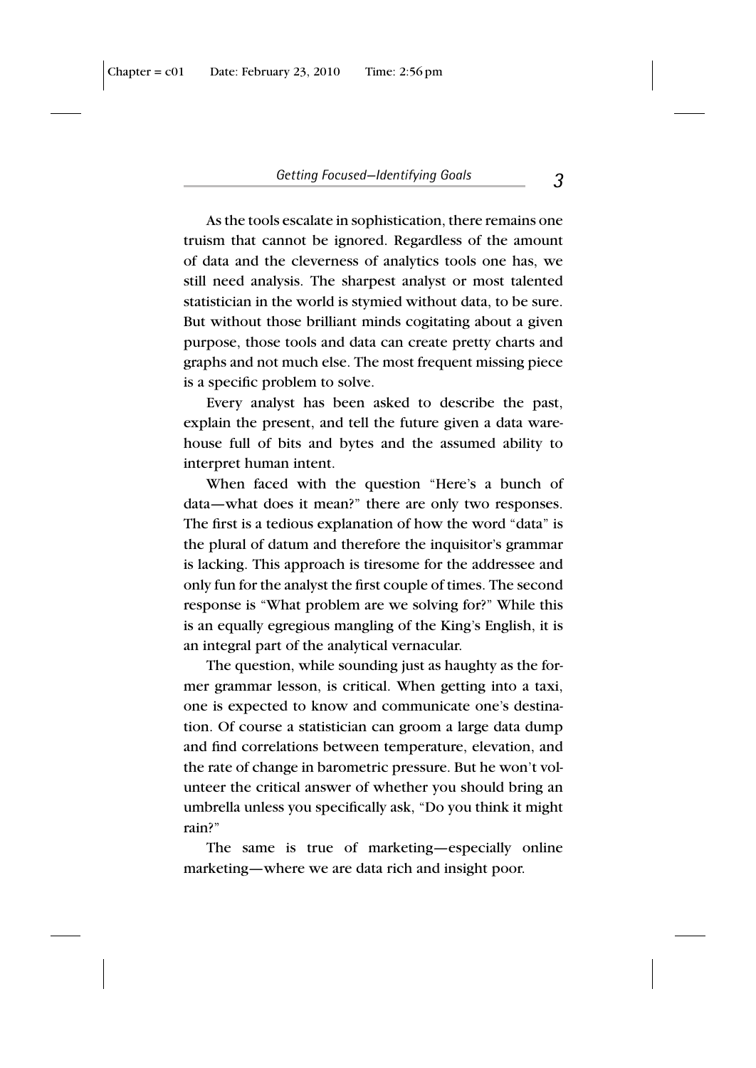As the tools escalate in sophistication, there remains one truism that cannot be ignored. Regardless of the amount of data and the cleverness of analytics tools one has, we still need analysis. The sharpest analyst or most talented statistician in the world is stymied without data, to be sure. But without those brilliant minds cogitating about a given purpose, those tools and data can create pretty charts and graphs and not much else. The most frequent missing piece is a specific problem to solve.

Every analyst has been asked to describe the past, explain the present, and tell the future given a data warehouse full of bits and bytes and the assumed ability to interpret human intent.

When faced with the question "Here's a bunch of data—what does it mean?" there are only two responses. The first is a tedious explanation of how the word "data" is the plural of datum and therefore the inquisitor's grammar is lacking. This approach is tiresome for the addressee and only fun for the analyst the first couple of times. The second response is "What problem are we solving for?" While this is an equally egregious mangling of the King's English, it is an integral part of the analytical vernacular.

The question, while sounding just as haughty as the former grammar lesson, is critical. When getting into a taxi, one is expected to know and communicate one's destination. Of course a statistician can groom a large data dump and find correlations between temperature, elevation, and the rate of change in barometric pressure. But he won't volunteer the critical answer of whether you should bring an umbrella unless you specifically ask, "Do you think it might rain?"

The same is true of marketing—especially online marketing—where we are data rich and insight poor.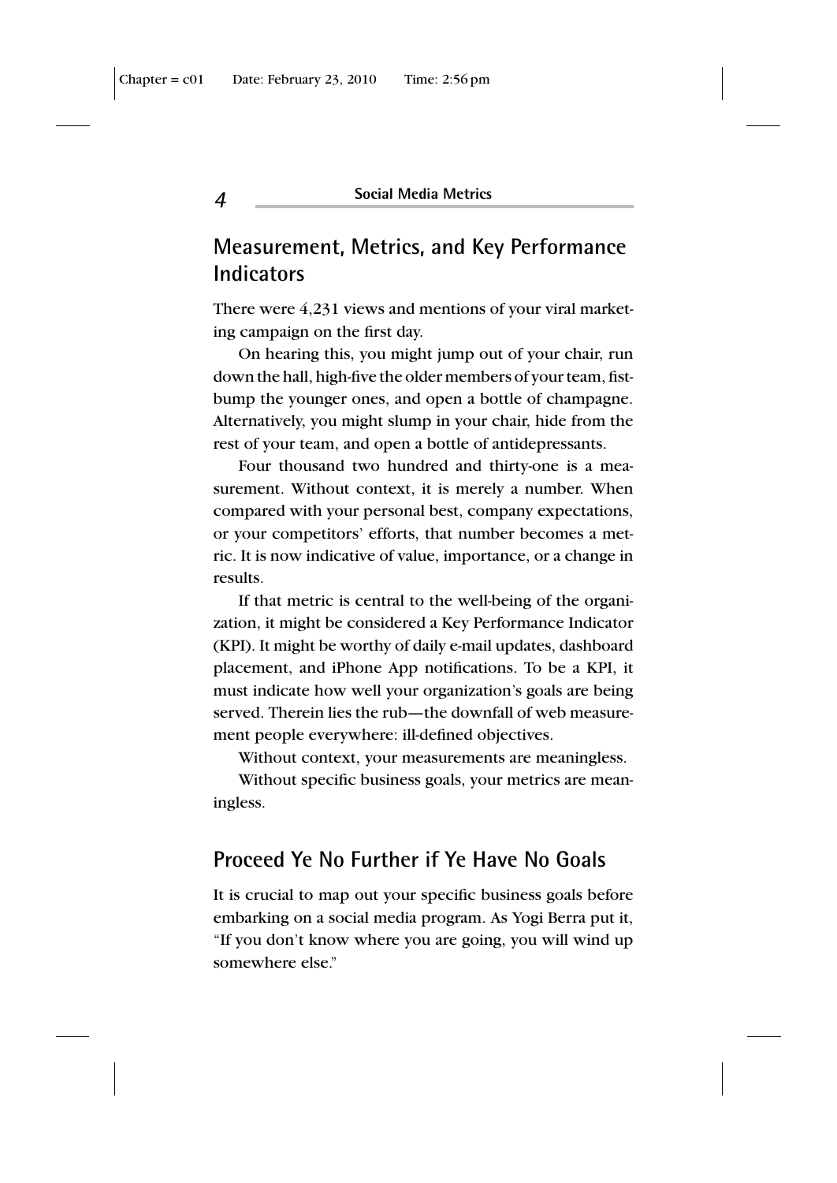## Measurement, Metrics, and Key Performance Indicators

There were 4,231 views and mentions of your viral marketing campaign on the first day.

On hearing this, you might jump out of your chair, run down the hall, high-five the older members of your team, fist-bump the younger ones, and open a bottle of champagne. Alternatively, you might slump in your chair, hide from the rest of your team, and open a bottle of antidepressants.

Four thousand two hundred and thirty-one is a measurement. Without context, it is merely a number. When compared with your personal best, company expectations, or your competitors' efforts, that number becomes a metric. It is now indicative of value, importance, or a change in results.

If that metric is central to the well-being of the organization, it might be considered a Key Performance Indicator (KPI). It might be worthy of daily e-mail updates, dashboard placement, and iPhone App notifications. To be a KPI, it must indicate how well your organization's goals are being served. Therein lies the rub—the downfall of web measurement people everywhere: ill-defined objectives.

Without context, your measurements are meaningless.

Without specific business goals, your metrics are meaningless.

## Proceed Ye No Further if Ye Have No Goals

It is crucial to map out your specific business goals before embarking on a social media program. As Yogi Berra put it, "If you don't know where you are going, you will wind up somewhere else."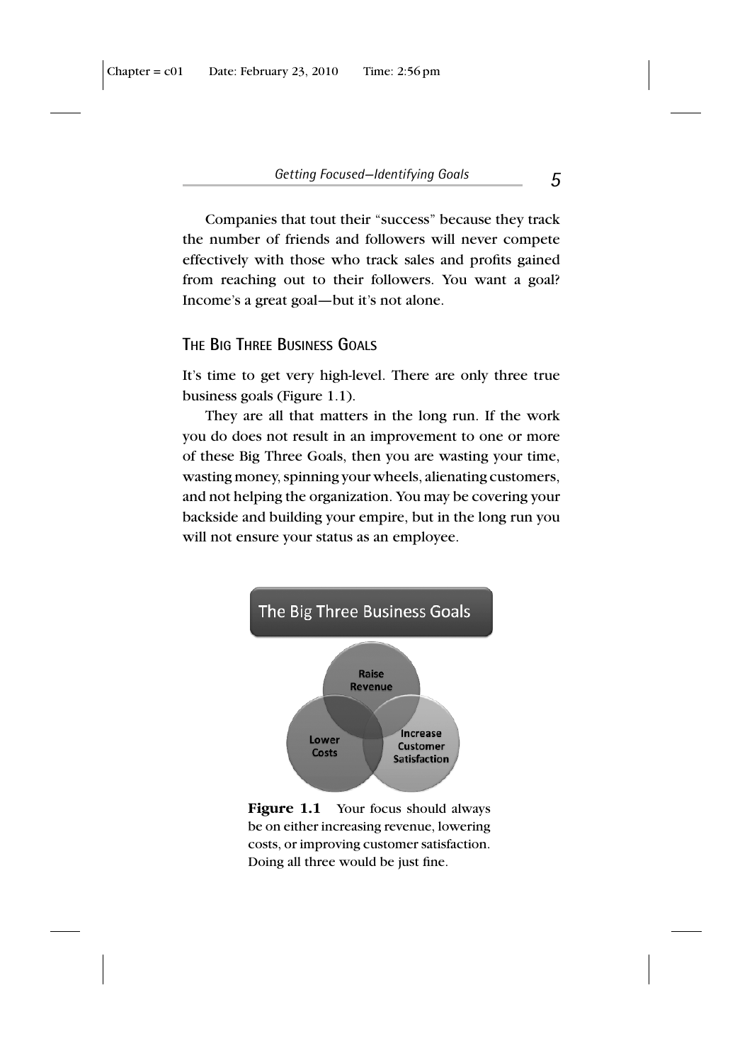Companies that tout their "success" because they track the number of friends and followers will never compete effectively with those who track sales and profits gained from reaching out to their followers. You want a goal? Income's a great goal—but it's not alone.

## The Big Three Business Goals

It's time to get very high-level. There are only three true business goals (Figure 1.1).

They are all that matters in the long run. If the work you do does not result in an improvement to one or more of these Big Three Goals, then you are wasting your time, wasting money, spinning your wheels, alienating customers, and not helping the organization. You may be covering your backside and building your empire, but in the long run you will not ensure your status as an employee.

**Figure 1.1** Your focus should always be on either increasing revenue, lowering costs, or improving customer satisfaction. Doing all three would be just fine.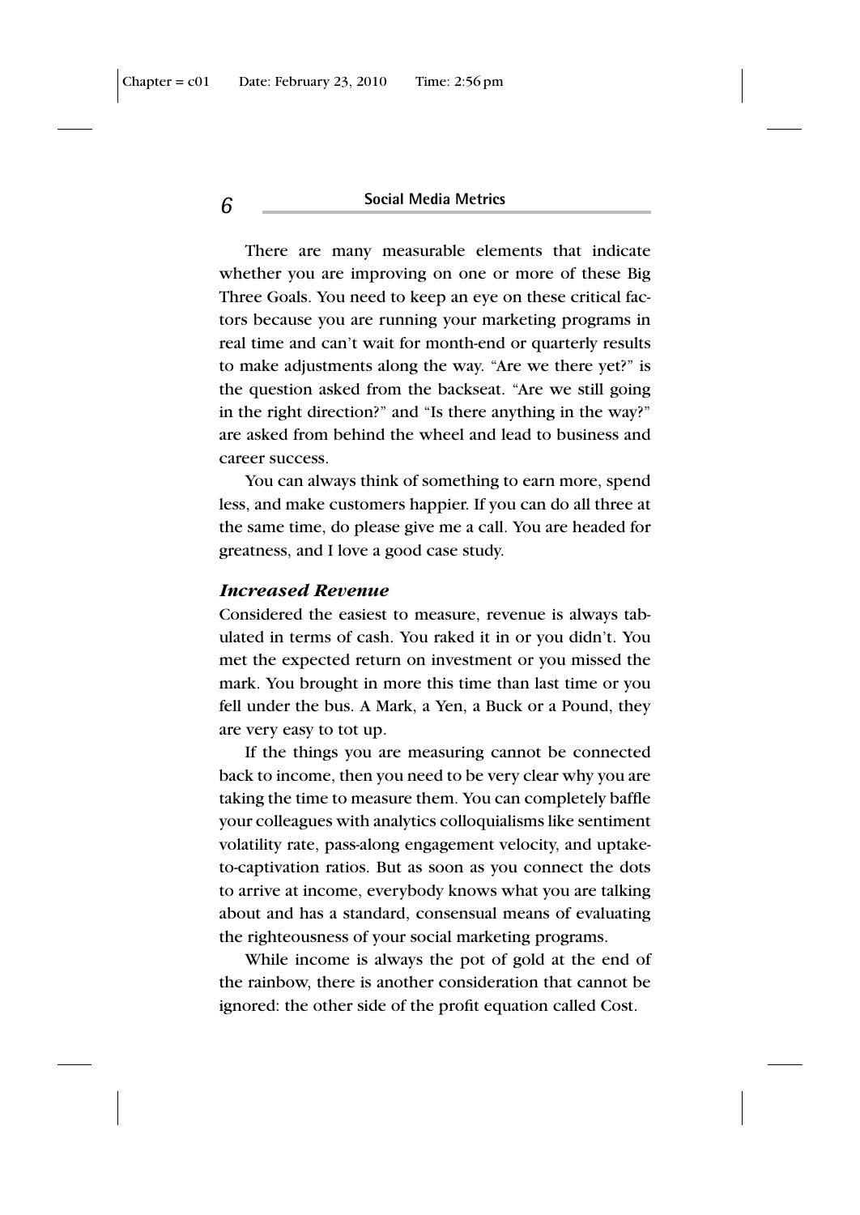There are many measurable elements that indicate whether you are improving on one or more of these Big Three Goals. You need to keep an eye on these critical factors because you are running your marketing programs in real time and can't wait for month-end or quarterly results to make adjustments along the way. "Are we there yet?" is the question asked from the backseat. "Are we still going in the right direction?" and "Is there anything in the way?" are asked from behind the wheel and lead to business and career success.

You can always think of something to earn more, spend less, and make customers happier. If you can do all three at the same time, do please give me a call. You are headed for greatness, and I love a good case study.

### *Increased Revenue*

Considered the easiest to measure, revenue is always tabulated in terms of cash. You raked it in or you didn't. You met the expected return on investment or you missed the mark. You brought in more this time than last time or you fell under the bus. A Mark, a Yen, a Buck or a Pound, they are very easy to tot up.

If the things you are measuring cannot be connected back to income, then you need to be very clear why you are taking the time to measure them. You can completely baffle your colleagues with analytics colloquialisms like sentiment volatility rate, pass-along engagement velocity, and uptake-to-captivation ratios. But as soon as you connect the dots to arrive at income, everybody knows what you are talking about and has a standard, consensual means of evaluating the righteousness of your social marketing programs.

While income is always the pot of gold at the end of the rainbow, there is another consideration that cannot be ignored: the other side of the profit equation called Cost.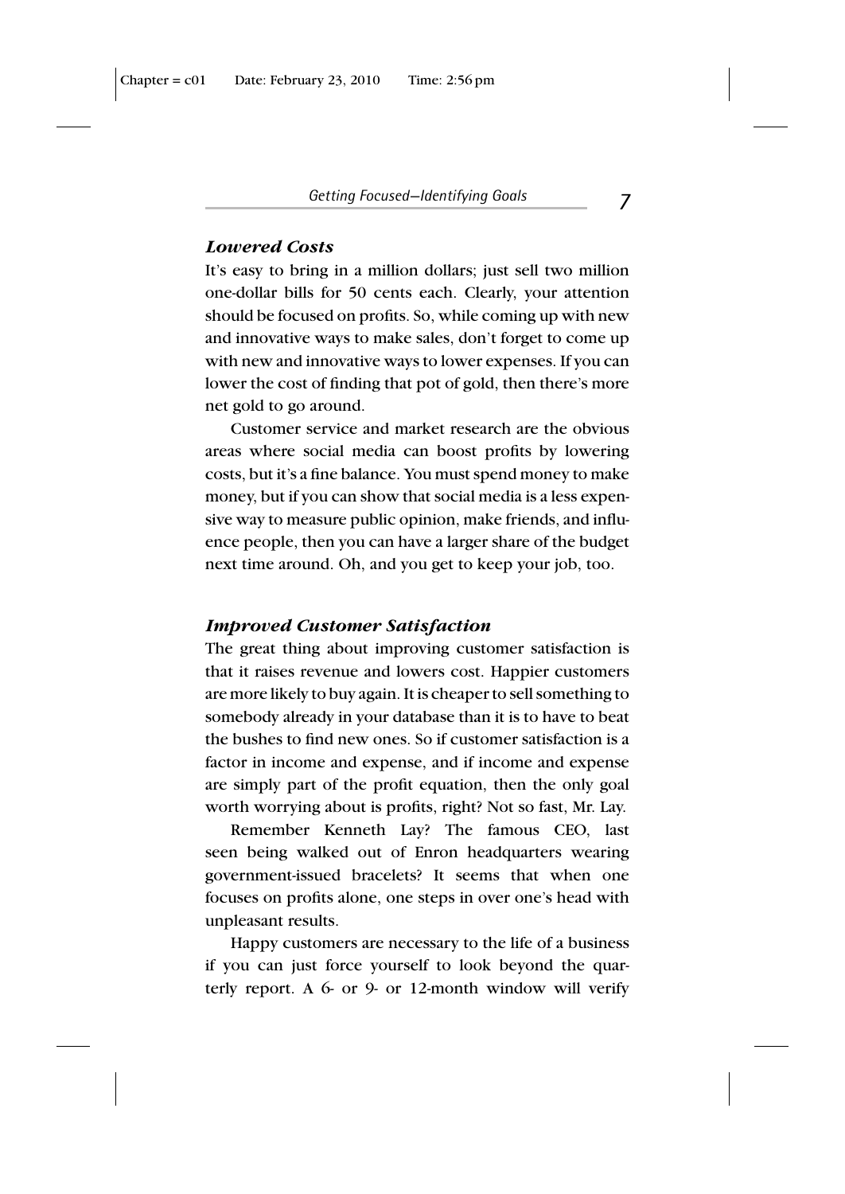### *Lowered Costs*

It's easy to bring in a million dollars; just sell two million one-dollar bills for 50 cents each. Clearly, your attention should be focused on profits. So, while coming up with new and innovative ways to make sales, don't forget to come up with new and innovative ways to lower expenses. If you can lower the cost of finding that pot of gold, then there's more net gold to go around.

Customer service and market research are the obvious areas where social media can boost profits by lowering costs, but it's a fine balance. You must spend money to make money, but if you can show that social media is a less expensive way to measure public opinion, make friends, and influence people, then you can have a larger share of the budget next time around. Oh, and you get to keep your job, too.

### *Improved Customer Satisfaction*

The great thing about improving customer satisfaction is that it raises revenue and lowers cost. Happier customers are more likely to buy again. It is cheaper to sell something to somebody already in your database than it is to have to beat the bushes to find new ones. So if customer satisfaction is a factor in income and expense, and if income and expense are simply part of the profit equation, then the only goal worth worrying about is profits, right? Not so fast, Mr. Lay.

Remember Kenneth Lay? The famous CEO, last seen being walked out of Enron headquarters wearing government-issued bracelets? It seems that when one focuses on profits alone, one steps in over one's head with unpleasant results.

Happy customers are necessary to the life of a business if you can just force yourself to look beyond the quarterly report. A 6- or 9- or 12-month window will verify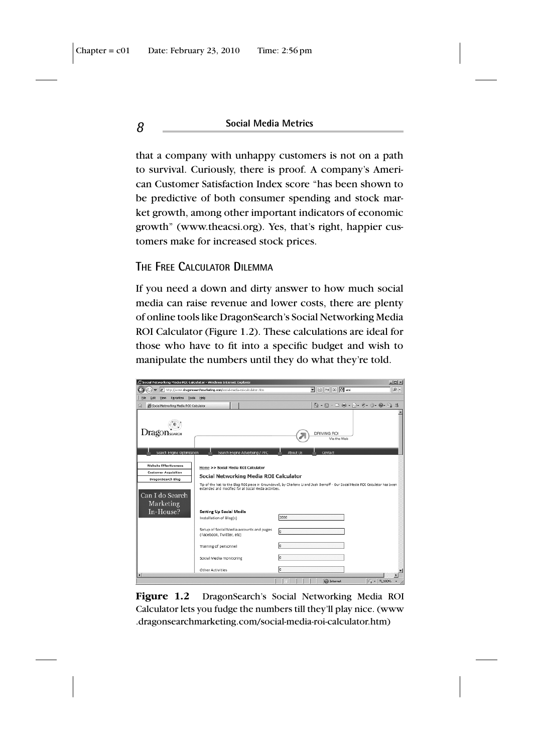that a company with unhappy customers is not on a path to survival. Curiously, there is proof. A company's American Customer Satisfaction Index score "has been shown to be predictive of both consumer spending and stock market growth, among other important indicators of economic growth" (www.theacsi.org). Yes, that's right, happier customers make for increased stock prices.

## The Free Calculator Dilemma

If you need a down and dirty answer to how much social media can raise revenue and lower costs, there are plenty of online tools like DragonSearch's Social Networking Media ROI Calculator (Figure 1.2). These calculations are ideal for those who have to fit into a specific budget and wish to manipulate the numbers until they do what they're told.

**Figure 1.2** DragonSearch's Social Networking Media ROI Calculator lets you fudge the numbers till they'll play nice. (www.dragonsearchmarketing.com/social-media-roi-calculator.htm)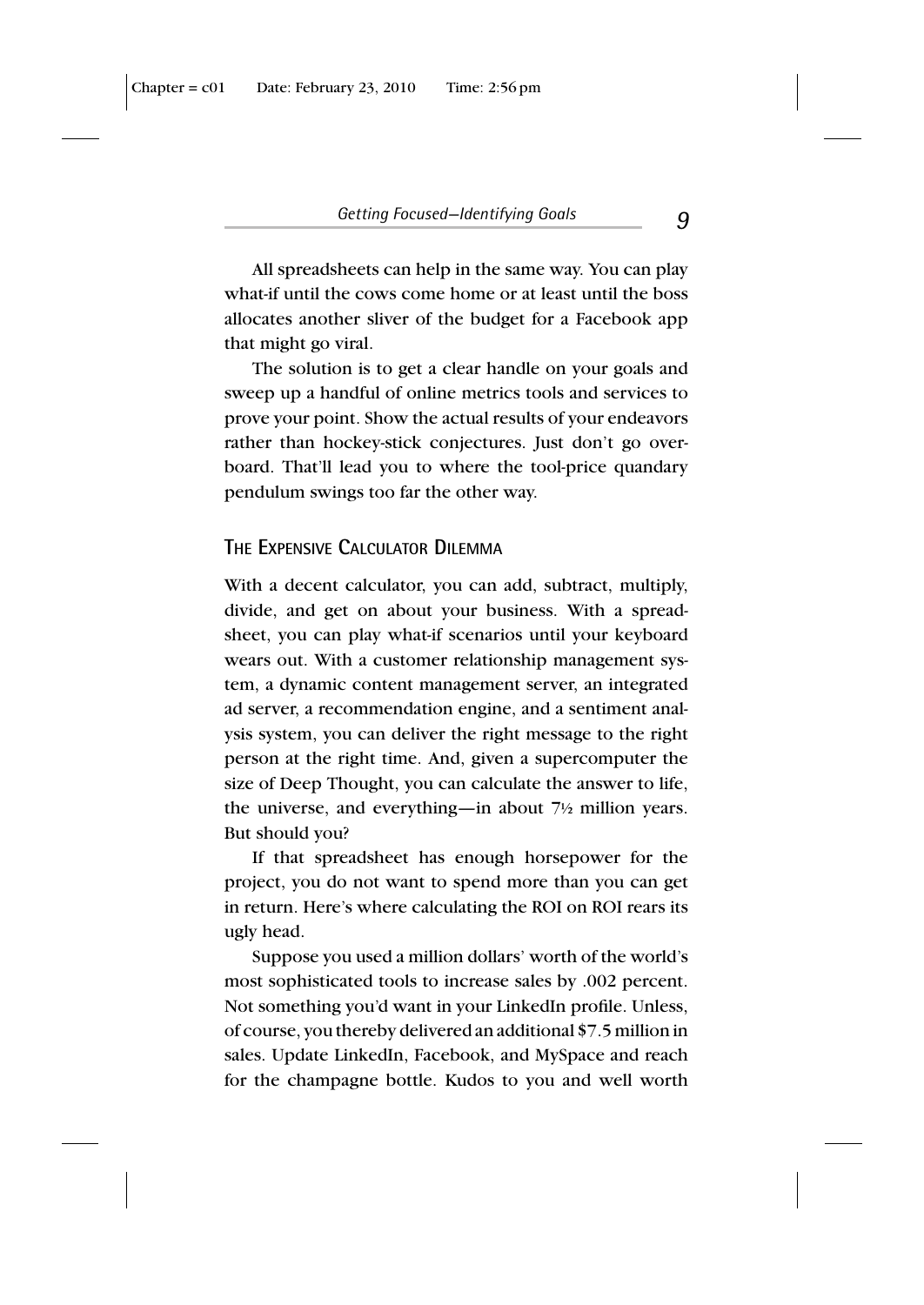All spreadsheets can help in the same way. You can play what-if until the cows come home or at least until the boss allocates another sliver of the budget for a Facebook app that might go viral.

The solution is to get a clear handle on your goals and sweep up a handful of online metrics tools and services to prove your point. Show the actual results of your endeavors rather than hockey-stick conjectures. Just don't go overboard. That'll lead you to where the tool-price quandary pendulum swings too far the other way.

## The Expensive Calculator Dilemma

With a decent calculator, you can add, subtract, multiply, divide, and get on about your business. With a spreadsheet, you can play what-if scenarios until your keyboard wears out. With a customer relationship management system, a dynamic content management server, an integrated ad server, a recommendation engine, and a sentiment analysis system, you can deliver the right message to the right person at the right time. And, given a supercomputer the size of Deep Thought, you can calculate the answer to life, the universe, and everything—in about 7½ million years. But should you?

If that spreadsheet has enough horsepower for the project, you do not want to spend more than you can get in return. Here's where calculating the ROI on ROI rears its ugly head.

Suppose you used a million dollars' worth of the world's most sophisticated tools to increase sales by .002 percent. Not something you'd want in your LinkedIn profile. Unless, of course, you thereby delivered an additional $7.5 million in sales. Update LinkedIn, Facebook, and MySpace and reach for the champagne bottle. Kudos to you and well worth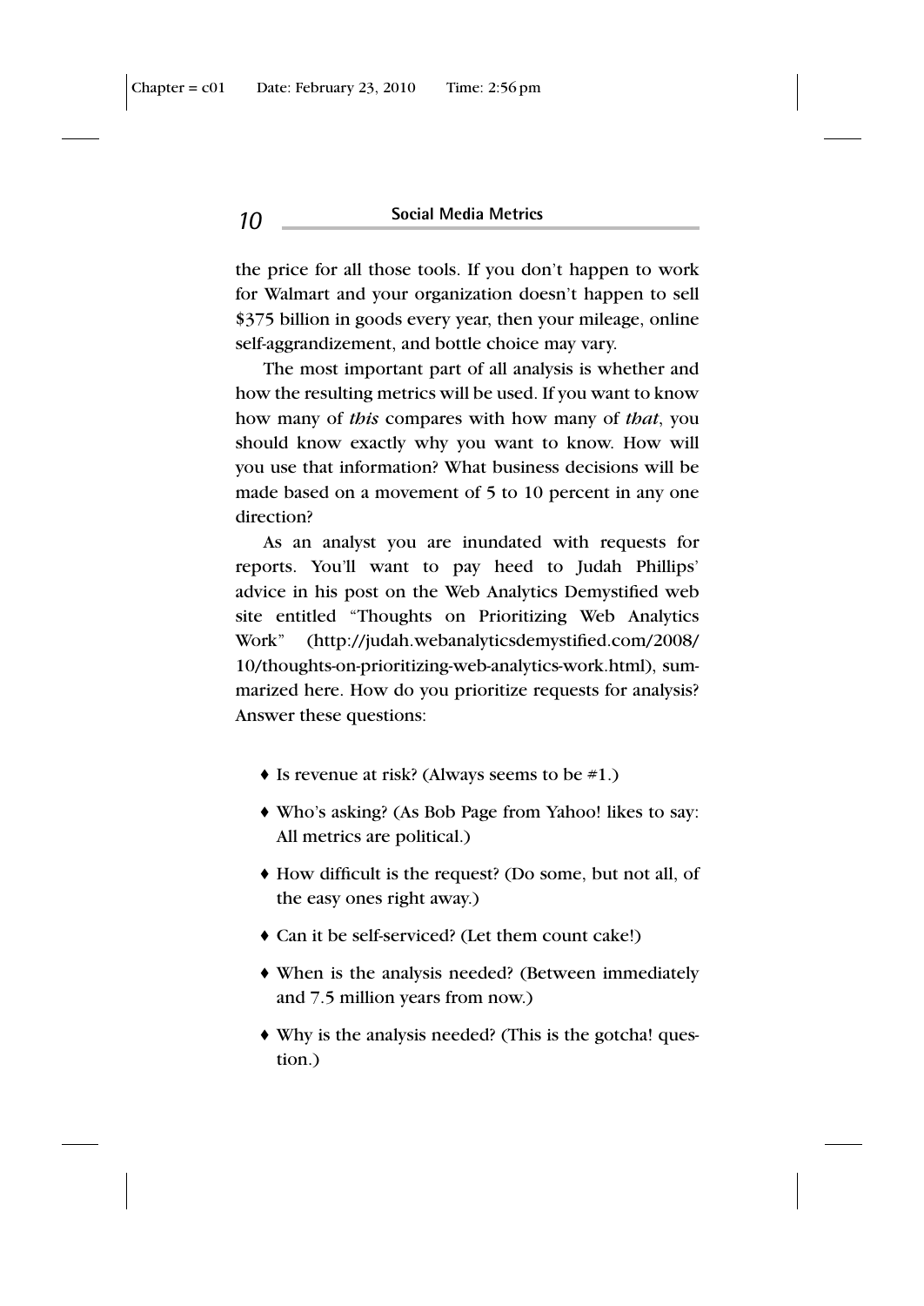the price for all those tools. If you don't happen to work for Walmart and your organization doesn't happen to sell $375 billion in goods every year, then your mileage, online self-aggrandizement, and bottle choice may vary.

The most important part of all analysis is whether and how the resulting metrics will be used. If you want to know how many of *this* compares with how many of *that*, you should know exactly why you want to know. How will you use that information? What business decisions will be made based on a movement of 5 to 10 percent in any one direction?

As an analyst you are inundated with requests for reports. You'll want to pay heed to Judah Phillips' advice in his post on the Web Analytics Demystified web site entitled "Thoughts on Prioritizing Web Analytics Work" (http://judah.webanalyticsdemystified.com/2008/10/thoughts-on-prioritizing-web-analytics-work.html), summarized here. How do you prioritize requests for analysis? Answer these questions:

- Is revenue at risk? (Always seems to be #1.)
- Who's asking? (As Bob Page from Yahoo! likes to say: All metrics are political.)
- How difficult is the request? (Do some, but not all, of the easy ones right away.)
- Can it be self-serviced? (Let them count cake!)
- When is the analysis needed? (Between immediately and 7.5 million years from now.)
- Why is the analysis needed? (This is the gotcha! question.)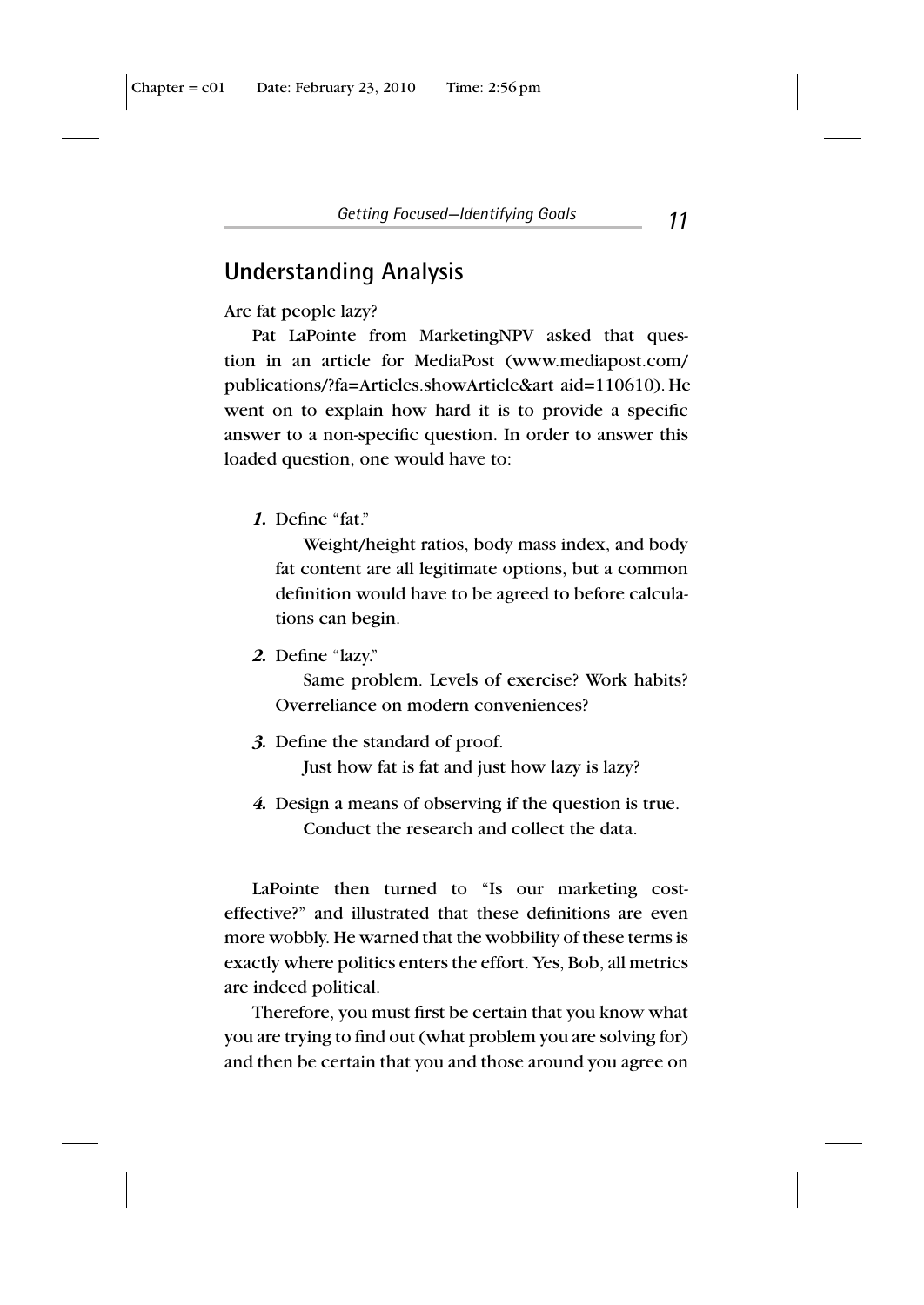## Understanding Analysis

Are fat people lazy?

Pat LaPointe from MarketingNPV asked that question in an article for MediaPost (www.mediapost.com/publications/?fa=Articles.showArticle&art_aid=110610). He went on to explain how hard it is to provide a specific answer to a non-specific question. In order to answer this loaded question, one would have to:

1. Define "fat."

   Weight/height ratios, body mass index, and body fat content are all legitimate options, but a common definition would have to be agreed to before calculations can begin.

2. Define "lazy."

   Same problem. Levels of exercise? Work habits? Overreliance on modern conveniences?

3. Define the standard of proof.

   Just how fat is fat and just how lazy is lazy?

4. Design a means of observing if the question is true.

   Conduct the research and collect the data.

LaPointe then turned to "Is our marketing cost-effective?" and illustrated that these definitions are even more wobbly. He warned that the wobbility of these terms is exactly where politics enters the effort. Yes, Bob, all metrics are indeed political.

Therefore, you must first be certain that you know what you are trying to find out (what problem you are solving for) and then be certain that you and those around you agree on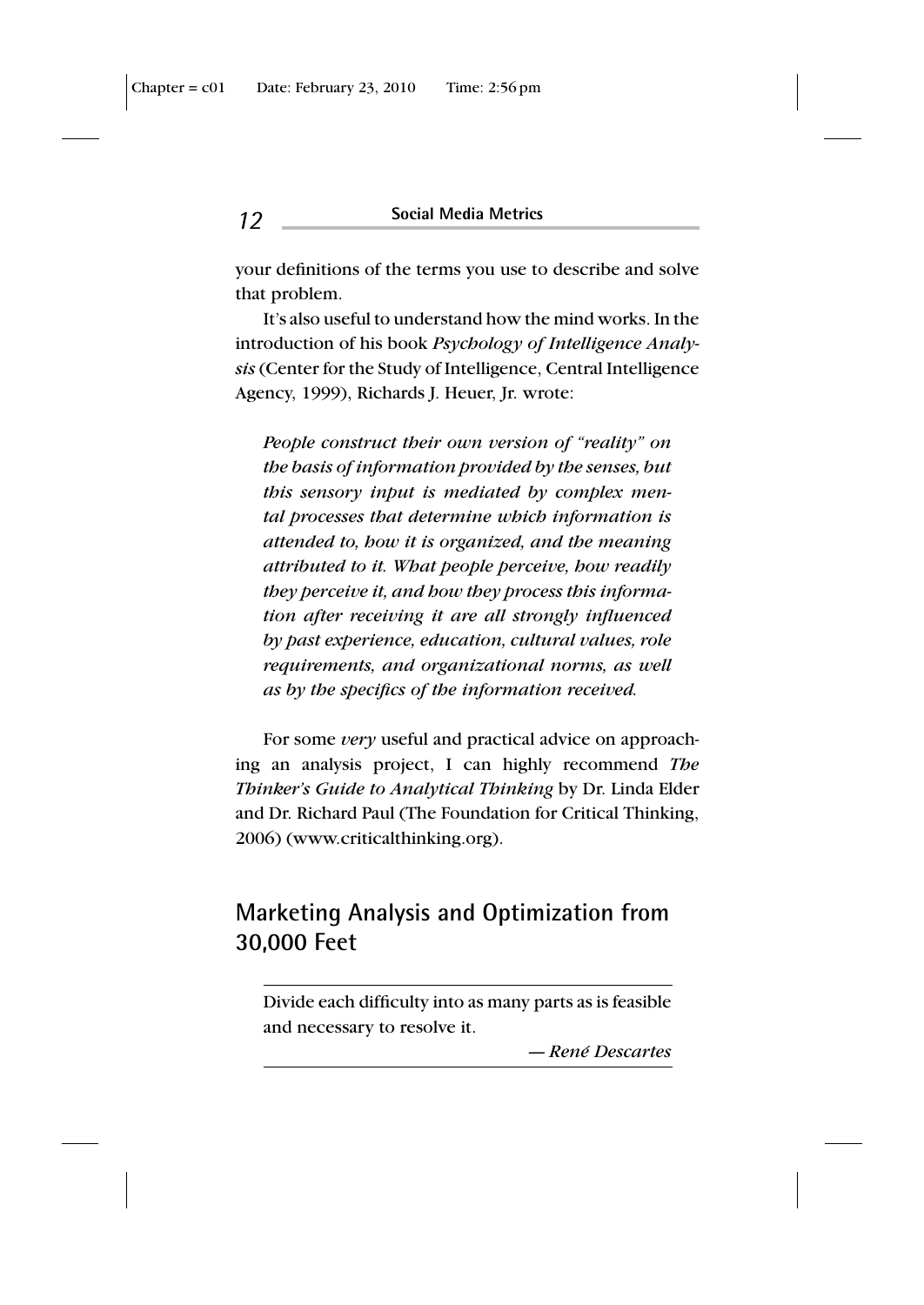your definitions of the terms you use to describe and solve that problem.

It's also useful to understand how the mind works. In the introduction of his book *Psychology of Intelligence Analysis* (Center for the Study of Intelligence, Central Intelligence Agency, 1999), Richards J. Heuer, Jr. wrote:

> *People construct their own version of "reality" on the basis of information provided by the senses, but this sensory input is mediated by complex mental processes that determine which information is attended to, how it is organized, and the meaning attributed to it. What people perceive, how readily they perceive it, and how they process this information after receiving it are all strongly influenced by past experience, education, cultural values, role requirements, and organizational norms, as well as by the specifics of the information received.*

For some *very* useful and practical advice on approaching an analysis project, I can highly recommend *The Thinker's Guide to Analytical Thinking* by Dr. Linda Elder and Dr. Richard Paul (The Foundation for Critical Thinking, 2006) (www.criticalthinking.org).

## Marketing Analysis and Optimization from 30,000 Feet

> Divide each difficulty into as many parts as is feasible and necessary to resolve it.
>
> — *René Descartes*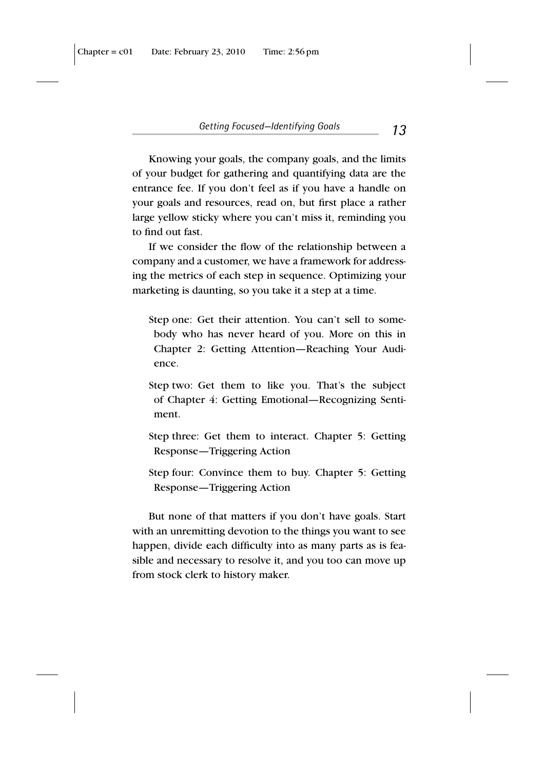Knowing your goals, the company goals, and the limits of your budget for gathering and quantifying data are the entrance fee. If you don't feel as if you have a handle on your goals and resources, read on, but first place a rather large yellow sticky where you can't miss it, reminding you to find out fast.

If we consider the flow of the relationship between a company and a customer, we have a framework for addressing the metrics of each step in sequence. Optimizing your marketing is daunting, so you take it a step at a time.

Step one: Get their attention. You can't sell to somebody who has never heard of you. More on this in Chapter 2: Getting Attention—Reaching Your Audience.

Step two: Get them to like you. That's the subject of Chapter 4: Getting Emotional—Recognizing Sentiment.

Step three: Get them to interact. Chapter 5: Getting Response—Triggering Action

Step four: Convince them to buy. Chapter 5: Getting Response—Triggering Action

But none of that matters if you don't have goals. Start with an unremitting devotion to the things you want to see happen, divide each difficulty into as many parts as is feasible and necessary to resolve it, and you too can move up from stock clerk to history maker.